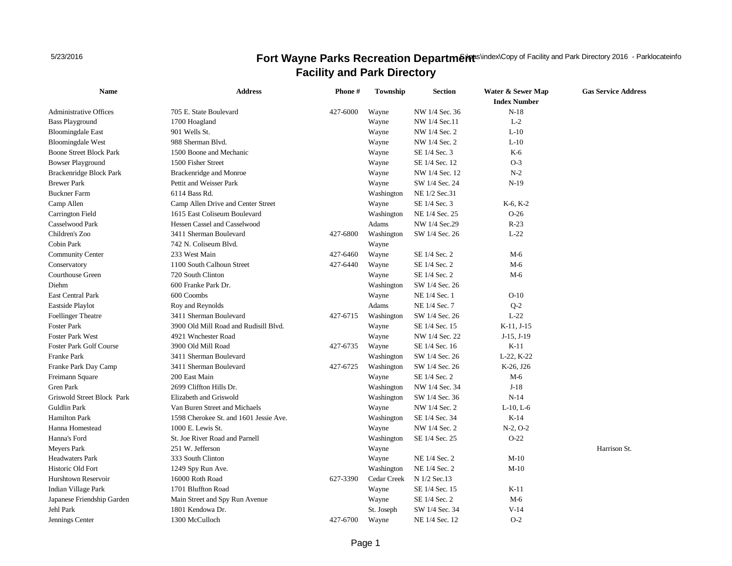# Fort Wayne Parks Recreation Department
## Facility and Park Directory

| Name | Address | Phone # | Township | Section | Water & Sewer Map Index Number | Gas Service Address |
|---|---|---|---|---|---|---|
| Administrative Offices | 705 E. State Boulevard | 427-6000 | Wayne | NW 1/4 Sec. 36 | N-18 | |
| Bass Playground | 1700 Hoagland | | Wayne | NW 1/4 Sec.11 | L-2 | |
| Bloomingdale East | 901 Wells St. | | Wayne | NW 1/4 Sec. 2 | L-10 | |
| Bloomingdale West | 988 Sherman Blvd. | | Wayne | NW 1/4 Sec. 2 | L-10 | |
| Boone Street Block Park | 1500 Boone and Mechanic | | Wayne | SE 1/4 Sec. 3 | K-6 | |
| Bowser Playground | 1500 Fisher Street | | Wayne | SE 1/4 Sec. 12 | O-3 | |
| Brackenridge Block Park | Brackenridge and Monroe | | Wayne | NW 1/4 Sec. 12 | N-2 | |
| Brewer Park | Pettit and Weisser Park | | Wayne | SW 1/4 Sec. 24 | N-19 | |
| Buckner Farm | 6114 Bass Rd. | | Washington | NE 1/2 Sec.31 | | |
| Camp Allen | Camp Allen Drive and Center Street | | Wayne | SE 1/4 Sec. 3 | K-6, K-2 | |
| Carrington Field | 1615 East Coliseum Boulevard | | Washington | NE 1/4 Sec. 25 | O-26 | |
| Casselwood Park | Hessen Cassel and Casselwood | | Adams | NW 1/4 Sec.29 | R-23 | |
| Children's Zoo | 3411 Sherman Boulevard | 427-6800 | Washington | SW 1/4 Sec. 26 | L-22 | |
| Cobin Park | 742 N. Coliseum Blvd. | | Wayne | | | |
| Community Center | 233 West Main | 427-6460 | Wayne | SE 1/4 Sec. 2 | M-6 | |
| Conservatory | 1100 South Calhoun Street | 427-6440 | Wayne | SE 1/4 Sec. 2 | M-6 | |
| Courthouse Green | 720 South Clinton | | Wayne | SE 1/4 Sec. 2 | M-6 | |
| Diehm | 600 Franke Park Dr. | | Washington | SW 1/4 Sec. 26 | | |
| East Central Park | 600 Coombs | | Wayne | NE 1/4 Sec. 1 | O-10 | |
| Eastside Playlot | Roy and Reynolds | | Adams | NE 1/4 Sec. 7 | Q-2 | |
| Foellinger Theatre | 3411 Sherman Boulevard | 427-6715 | Washington | SW 1/4 Sec. 26 | L-22 | |
| Foster Park | 3900 Old Mill Road and Rudisill Blvd. | | Wayne | SE 1/4 Sec. 15 | K-11, J-15 | |
| Foster Park West | 4921 Wnchester Road | | Wayne | NW 1/4 Sec. 22 | J-15, J-19 | |
| Foster Park Golf Course | 3900 Old Mill Road | 427-6735 | Wayne | SE 1/4 Sec. 16 | K-11 | |
| Franke Park | 3411 Sherman Boulevard | | Washington | SW 1/4 Sec. 26 | L-22, K-22 | |
| Franke Park Day Camp | 3411 Sherman Boulevard | 427-6725 | Washington | SW 1/4 Sec. 26 | K-26, J26 | |
| Freimann Square | 200 East Main | | Wayne | SE 1/4 Sec. 2 | M-6 | |
| Gren Park | 2699 Cliffton Hills Dr. | | Washington | NW 1/4 Sec. 34 | J-18 | |
| Griswold Street Block Park | Elizabeth and Griswold | | Washington | SW 1/4 Sec. 36 | N-14 | |
| Guldlin Park | Van Buren Street and Michaels | | Wayne | NW 1/4 Sec. 2 | L-10, L-6 | |
| Hamilton Park | 1598 Cherokee St. and 1601 Jessie Ave. | | Washington | SE 1/4 Sec. 34 | K-14 | |
| Hanna Homestead | 1000 E. Lewis St. | | Wayne | NW 1/4 Sec. 2 | N-2, O-2 | |
| Hanna's Ford | St. Joe River Road and Parnell | | Washington | SE 1/4 Sec. 25 | O-22 | |
| Meyers Park | 251 W. Jefferson | | Wayne | | | Harrison St. |
| Headwaters Park | 333 South Clinton | | Wayne | NE 1/4 Sec. 2 | M-10 | |
| Historic Old Fort | 1249 Spy Run Ave. | | Washington | NE 1/4 Sec. 2 | M-10 | |
| Hurshtown Reservoir | 16000 Roth Road | 627-3390 | Cedar Creek | N 1/2 Sec.13 | | |
| Indian Village Park | 1701 Bluffton Road | | Wayne | SE 1/4 Sec. 15 | K-11 | |
| Japanese Friendship Garden | Main Street and Spy Run Avenue | | Wayne | SE 1/4 Sec. 2 | M-6 | |
| Jehl Park | 1801 Kendowa Dr. | | St. Joseph | SW 1/4 Sec. 34 | V-14 | |
| Jennings Center | 1300 McCulloch | 427-6700 | Wayne | NE 1/4 Sec. 12 | O-2 | |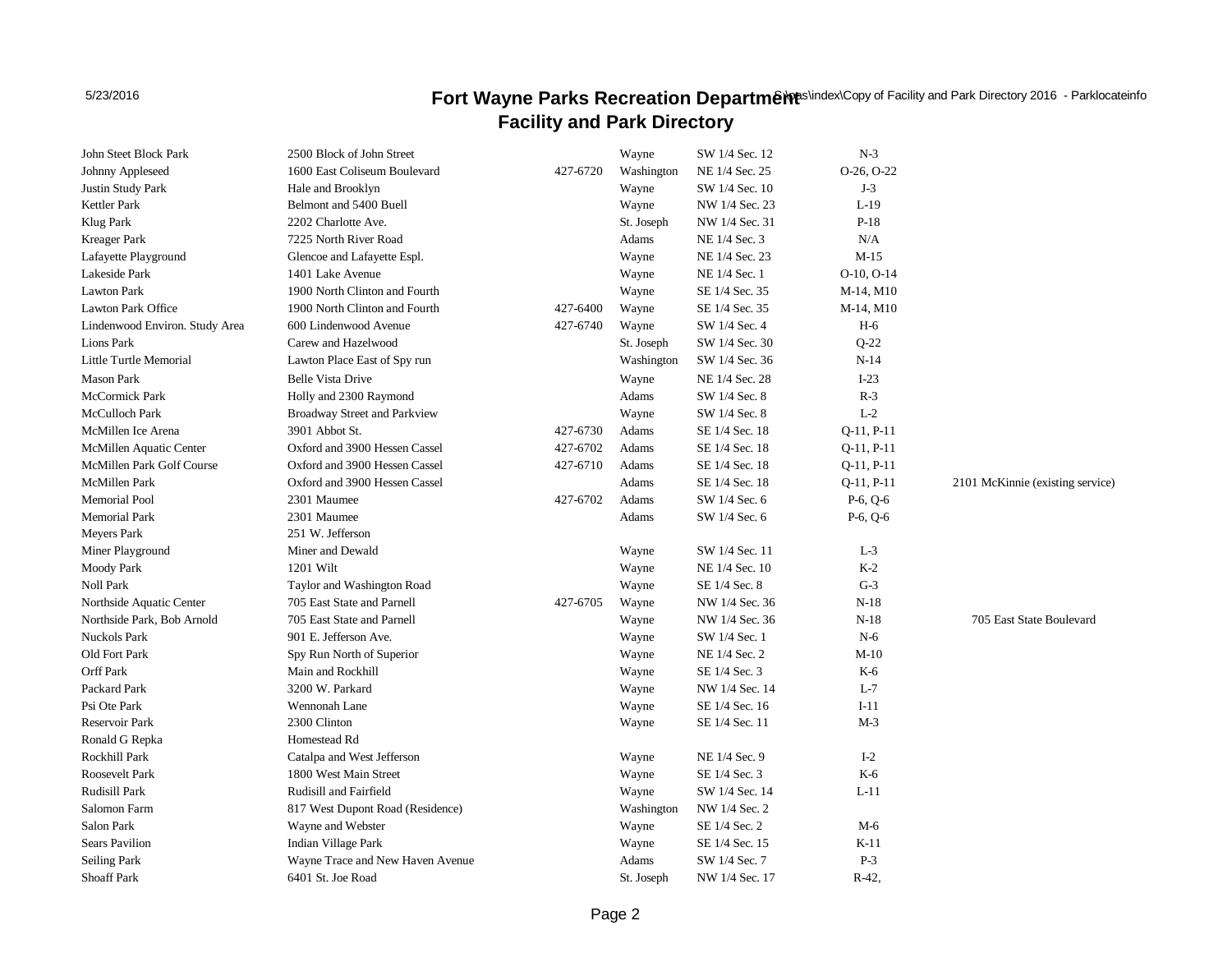# Fort Wayne Parks Recreation Department
## Facility and Park Directory

| | | | | | | |
|---|---|---|---|---|---|---|
| John Steet Block Park | 2500 Block of John Street | | Wayne | SW 1/4 Sec. 12 | N-3 | |
| Johnny Appleseed | 1600 East Coliseum Boulevard | 427-6720 | Washington | NE 1/4 Sec. 25 | O-26, O-22 | |
| Justin Study Park | Hale and Brooklyn | | Wayne | SW 1/4 Sec. 10 | J-3 | |
| Kettler Park | Belmont and 5400 Buell | | Wayne | NW 1/4 Sec. 23 | L-19 | |
| Klug Park | 2202 Charlotte Ave. | | St. Joseph | NW 1/4 Sec. 31 | P-18 | |
| Kreager Park | 7225 North River Road | | Adams | NE 1/4 Sec. 3 | N/A | |
| Lafayette Playground | Glencoe and Lafayette Espl. | | Wayne | NE 1/4 Sec. 23 | M-15 | |
| Lakeside Park | 1401 Lake Avenue | | Wayne | NE 1/4 Sec. 1 | O-10, O-14 | |
| Lawton Park | 1900 North Clinton and Fourth | | Wayne | SE 1/4 Sec. 35 | M-14, M10 | |
| Lawton Park Office | 1900 North Clinton and Fourth | 427-6400 | Wayne | SE 1/4 Sec. 35 | M-14, M10 | |
| Lindenwood Environ. Study Area | 600 Lindenwood Avenue | 427-6740 | Wayne | SW 1/4 Sec. 4 | H-6 | |
| Lions Park | Carew and Hazelwood | | St. Joseph | SW 1/4 Sec. 30 | Q-22 | |
| Little Turtle Memorial | Lawton Place East of Spy run | | Washington | SW 1/4 Sec. 36 | N-14 | |
| Mason Park | Belle Vista Drive | | Wayne | NE 1/4 Sec. 28 | I-23 | |
| McCormick Park | Holly and 2300 Raymond | | Adams | SW 1/4 Sec. 8 | R-3 | |
| McCulloch Park | Broadway Street and Parkview | | Wayne | SW 1/4 Sec. 8 | L-2 | |
| McMillen Ice Arena | 3901 Abbot St. | 427-6730 | Adams | SE 1/4 Sec. 18 | Q-11, P-11 | |
| McMillen Aquatic Center | Oxford and 3900 Hessen Cassel | 427-6702 | Adams | SE 1/4 Sec. 18 | Q-11, P-11 | |
| McMillen Park Golf Course | Oxford and 3900 Hessen Cassel | 427-6710 | Adams | SE 1/4 Sec. 18 | Q-11, P-11 | |
| McMillen Park | Oxford and 3900 Hessen Cassel | | Adams | SE 1/4 Sec. 18 | Q-11, P-11 | 2101 McKinnie (existing service) |
| Memorial Pool | 2301 Maumee | 427-6702 | Adams | SW 1/4 Sec. 6 | P-6, Q-6 | |
| Memorial Park | 2301 Maumee | | Adams | SW 1/4 Sec. 6 | P-6, Q-6 | |
| Meyers Park | 251 W. Jefferson | | | | | |
| Miner Playground | Miner and Dewald | | Wayne | SW 1/4 Sec. 11 | L-3 | |
| Moody Park | 1201 Wilt | | Wayne | NE 1/4 Sec. 10 | K-2 | |
| Noll Park | Taylor and Washington Road | | Wayne | SE 1/4 Sec. 8 | G-3 | |
| Northside Aquatic Center | 705 East State and Parnell | 427-6705 | Wayne | NW 1/4 Sec. 36 | N-18 | |
| Northside Park, Bob Arnold | 705 East State and Parnell | | Wayne | NW 1/4 Sec. 36 | N-18 | 705 East State Boulevard |
| Nuckols Park | 901 E. Jefferson Ave. | | Wayne | SW 1/4 Sec. 1 | N-6 | |
| Old Fort Park | Spy Run North of Superior | | Wayne | NE 1/4 Sec. 2 | M-10 | |
| Orff Park | Main and Rockhill | | Wayne | SE 1/4 Sec. 3 | K-6 | |
| Packard Park | 3200 W. Parkard | | Wayne | NW 1/4 Sec. 14 | L-7 | |
| Psi Ote Park | Wennonah Lane | | Wayne | SE 1/4 Sec. 16 | I-11 | |
| Reservoir Park | 2300 Clinton | | Wayne | SE 1/4 Sec. 11 | M-3 | |
| Ronald G Repka | Homestead Rd | | | | | |
| Rockhill Park | Catalpa and West Jefferson | | Wayne | NE 1/4 Sec. 9 | I-2 | |
| Roosevelt Park | 1800 West Main Street | | Wayne | SE 1/4 Sec. 3 | K-6 | |
| Rudisill Park | Rudisill and Fairfield | | Wayne | SW 1/4 Sec. 14 | L-11 | |
| Salomon Farm | 817 West Dupont Road (Residence) | | Washington | NW 1/4 Sec. 2 | | |
| Salon Park | Wayne and Webster | | Wayne | SE 1/4 Sec. 2 | M-6 | |
| Sears Pavilion | Indian Village Park | | Wayne | SE 1/4 Sec. 15 | K-11 | |
| Seiling Park | Wayne Trace and New Haven Avenue | | Adams | SW 1/4 Sec. 7 | P-3 | |
| Shoaff Park | 6401 St. Joe Road | | St. Joseph | NW 1/4 Sec. 17 | R-42, | |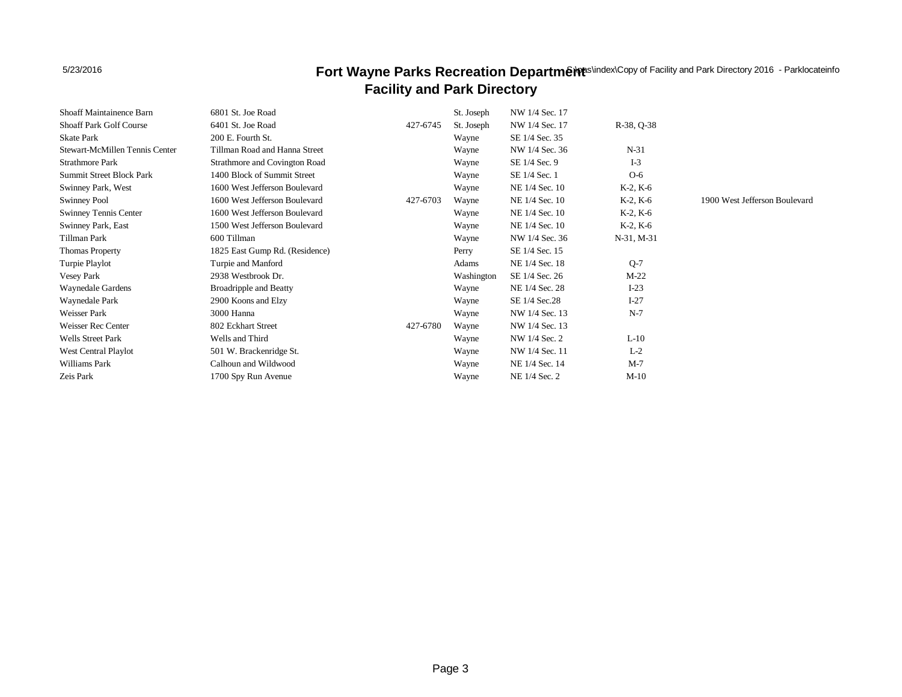| | | | | | | |
|---|---|---|---|---|---|---|
| Shoaff Maintainence Barn | 6801 St. Joe Road | | St. Joseph | NW 1/4 Sec. 17 | | |
| Shoaff Park Golf Course | 6401 St. Joe Road | 427-6745 | St. Joseph | NW 1/4 Sec. 17 | R-38, Q-38 | |
| Skate Park | 200 E. Fourth St. | | Wayne | SE 1/4 Sec. 35 | | |
| Stewart-McMillen Tennis Center | Tillman Road and Hanna Street | | Wayne | NW 1/4 Sec. 36 | N-31 | |
| Strathmore Park | Strathmore and Covington Road | | Wayne | SE 1/4 Sec. 9 | I-3 | |
| Summit Street Block Park | 1400 Block of Summit Street | | Wayne | SE 1/4 Sec. 1 | O-6 | |
| Swinney Park, West | 1600 West Jefferson Boulevard | | Wayne | NE 1/4 Sec. 10 | K-2, K-6 | |
| Swinney Pool | 1600 West Jefferson Boulevard | 427-6703 | Wayne | NE 1/4 Sec. 10 | K-2, K-6 | 1900 West Jefferson Boulevard |
| Swinney Tennis Center | 1600 West Jefferson Boulevard | | Wayne | NE 1/4 Sec. 10 | K-2, K-6 | |
| Swinney Park, East | 1500 West Jefferson Boulevard | | Wayne | NE 1/4 Sec. 10 | K-2, K-6 | |
| Tillman Park | 600 Tillman | | Wayne | NW 1/4 Sec. 36 | N-31, M-31 | |
| Thomas Property | 1825 East Gump Rd. (Residence) | | Perry | SE 1/4 Sec. 15 | | |
| Turpie Playlot | Turpie and Manford | | Adams | NE 1/4 Sec. 18 | Q-7 | |
| Vesey Park | 2938 Westbrook Dr. | | Washington | SE 1/4 Sec. 26 | M-22 | |
| Waynedale Gardens | Broadripple and Beatty | | Wayne | NE 1/4 Sec. 28 | I-23 | |
| Waynedale Park | 2900 Koons and Elzy | | Wayne | SE 1/4 Sec.28 | I-27 | |
| Weisser Park | 3000 Hanna | | Wayne | NW 1/4 Sec. 13 | N-7 | |
| Weisser Rec Center | 802 Eckhart Street | 427-6780 | Wayne | NW 1/4 Sec. 13 | | |
| Wells Street Park | Wells and Third | | Wayne | NW 1/4 Sec. 2 | L-10 | |
| West Central Playlot | 501 W. Brackenridge St. | | Wayne | NW 1/4 Sec. 11 | L-2 | |
| Williams Park | Calhoun and Wildwood | | Wayne | NE 1/4 Sec. 14 | M-7 | |
| Zeis Park | 1700 Spy Run Avenue | | Wayne | NE 1/4 Sec. 2 | M-10 | |